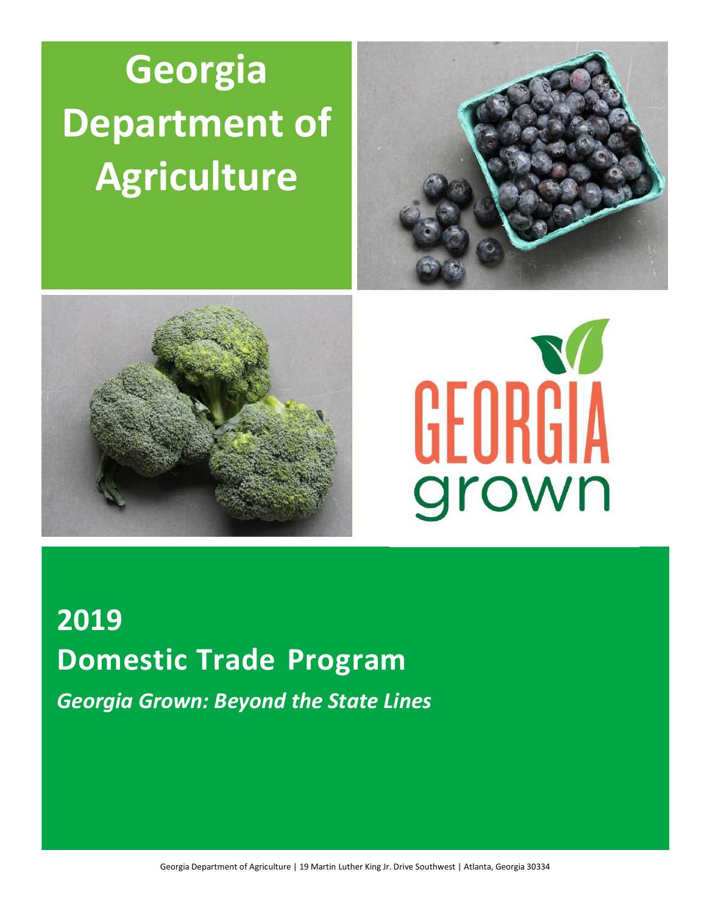# Georgia Department of Agriculture

GEORGIA grown

## 2019 Domestic Trade Program

***Georgia Grown: Beyond the State Lines***

Georgia Department of Agriculture | 19 Martin Luther King Jr. Drive Southwest | Atlanta, Georgia 30334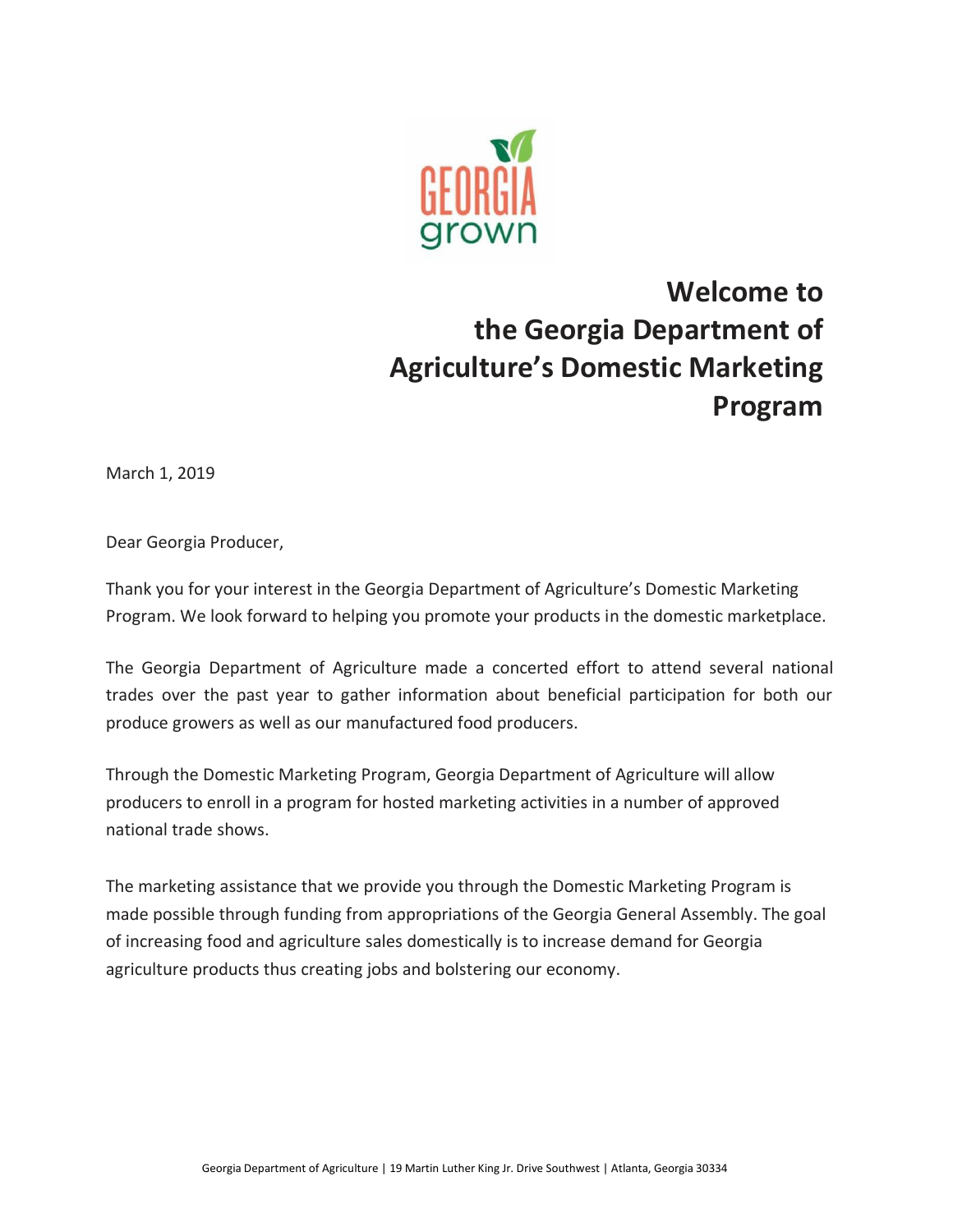# Welcome to the Georgia Department of Agriculture's Domestic Marketing Program

March 1, 2019

Dear Georgia Producer,

Thank you for your interest in the Georgia Department of Agriculture's Domestic Marketing Program. We look forward to helping you promote your products in the domestic marketplace.

The Georgia Department of Agriculture made a concerted effort to attend several national trades over the past year to gather information about beneficial participation for both our produce growers as well as our manufactured food producers.

Through the Domestic Marketing Program, Georgia Department of Agriculture will allow producers to enroll in a program for hosted marketing activities in a number of approved national trade shows.

The marketing assistance that we provide you through the Domestic Marketing Program is made possible through funding from appropriations of the Georgia General Assembly. The goal of increasing food and agriculture sales domestically is to increase demand for Georgia agriculture products thus creating jobs and bolstering our economy.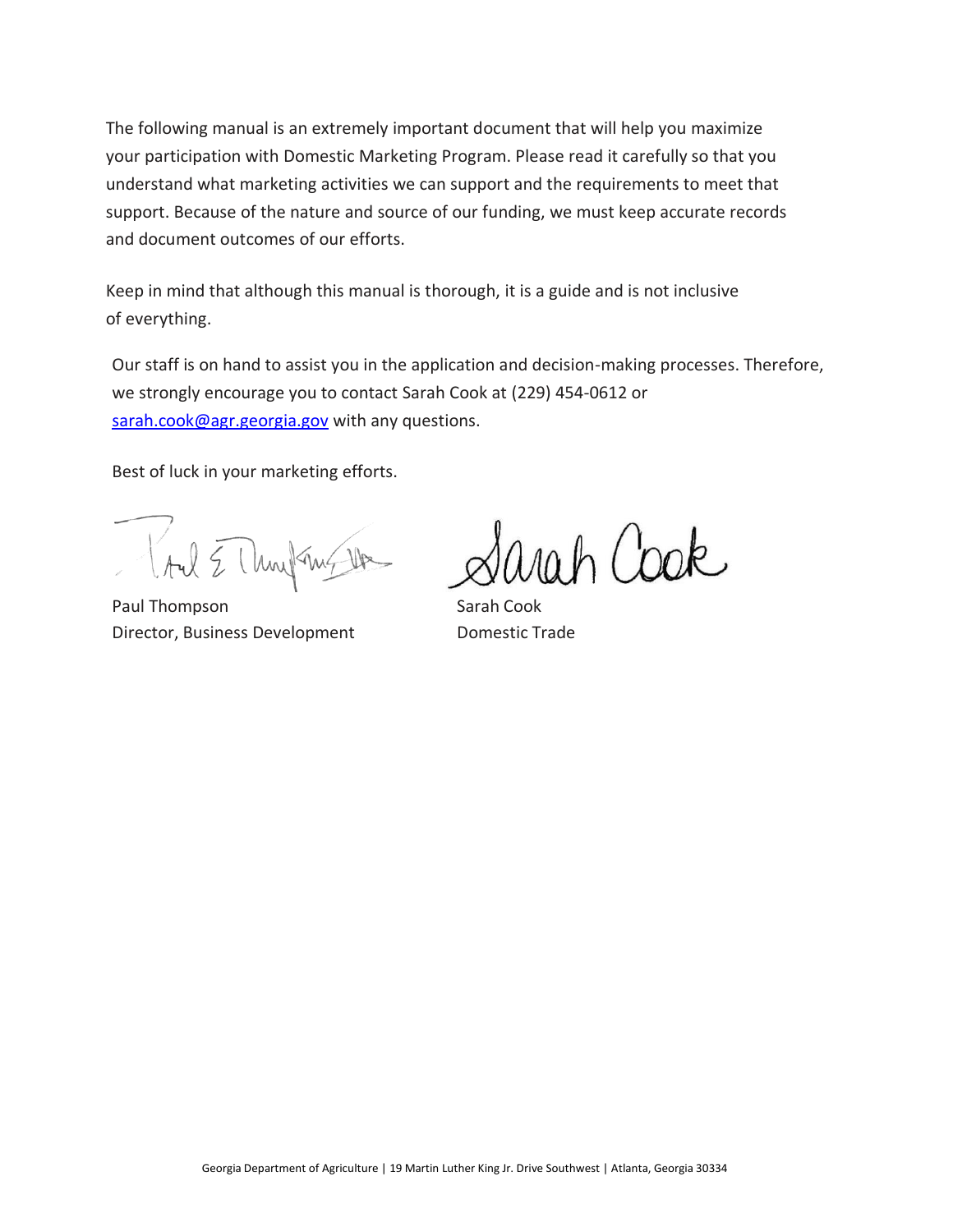The following manual is an extremely important document that will help you maximize your participation with Domestic Marketing Program. Please read it carefully so that you understand what marketing activities we can support and the requirements to meet that support. Because of the nature and source of our funding, we must keep accurate records and document outcomes of our efforts.

Keep in mind that although this manual is thorough, it is a guide and is not inclusive of everything.

Our staff is on hand to assist you in the application and decision-making processes. Therefore, we strongly encourage you to contact Sarah Cook at (229) 454-0612 or [sarah.cook@agr.georgia.gov](mailto:sarah.cook@agr.georgia.gov) with any questions.

Best of luck in your marketing efforts.

Paul Thompson
Director, Business Development

Sarah Cook
Domestic Trade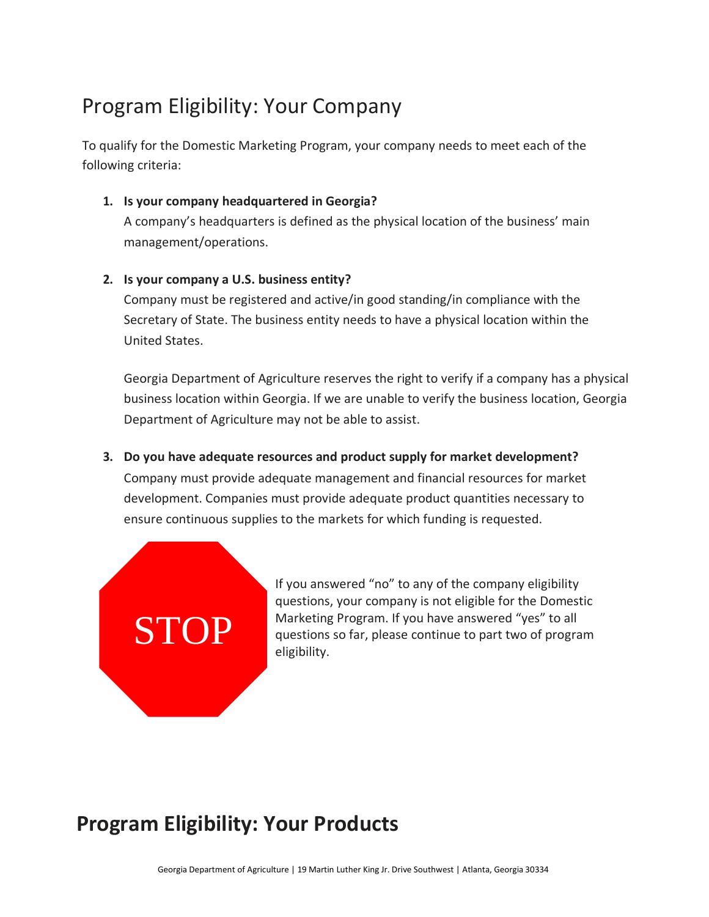## Program Eligibility: Your Company

To qualify for the Domestic Marketing Program, your company needs to meet each of the following criteria:

1. **Is your company headquartered in Georgia?**
   A company's headquarters is defined as the physical location of the business' main management/operations.

2. **Is your company a U.S. business entity?**
   Company must be registered and active/in good standing/in compliance with the Secretary of State. The business entity needs to have a physical location within the United States.

   Georgia Department of Agriculture reserves the right to verify if a company has a physical business location within Georgia. If we are unable to verify the business location, Georgia Department of Agriculture may not be able to assist.

3. **Do you have adequate resources and product supply for market development?**
   Company must provide adequate management and financial resources for market development. Companies must provide adequate product quantities necessary to ensure continuous supplies to the markets for which funding is requested.

STOP

If you answered "no" to any of the company eligibility questions, your company is not eligible for the Domestic Marketing Program. If you have answered "yes" to all questions so far, please continue to part two of program eligibility.

## Program Eligibility: Your Products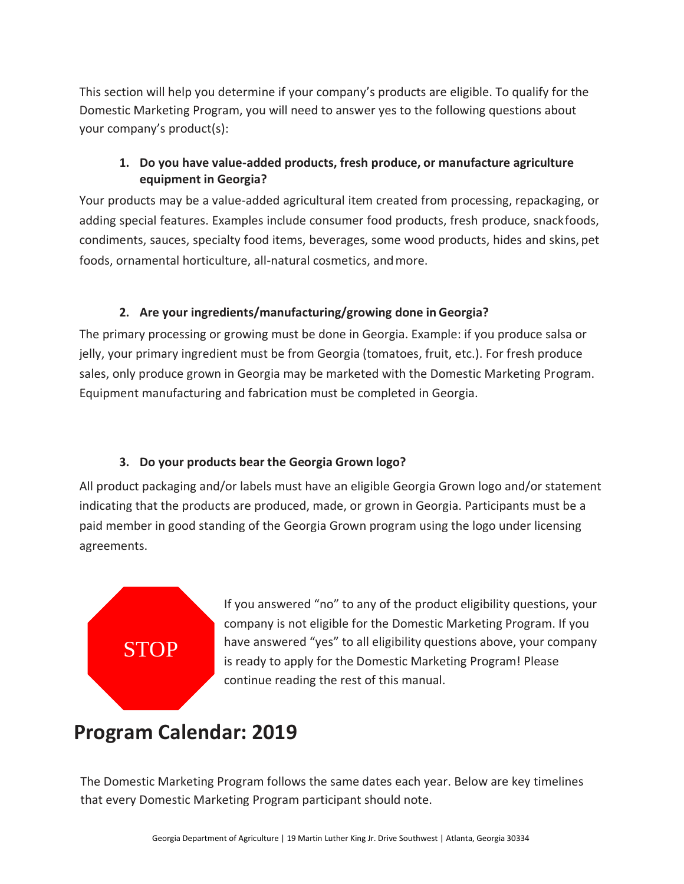This section will help you determine if your company's products are eligible. To qualify for the Domestic Marketing Program, you will need to answer yes to the following questions about your company's product(s):

1. **Do you have value-added products, fresh produce, or manufacture agriculture equipment in Georgia?**

Your products may be a value-added agricultural item created from processing, repackaging, or adding special features. Examples include consumer food products, fresh produce, snack foods, condiments, sauces, specialty food items, beverages, some wood products, hides and skins, pet foods, ornamental horticulture, all-natural cosmetics, and more.

2. **Are your ingredients/manufacturing/growing done in Georgia?**

The primary processing or growing must be done in Georgia. Example: if you produce salsa or jelly, your primary ingredient must be from Georgia (tomatoes, fruit, etc.). For fresh produce sales, only produce grown in Georgia may be marketed with the Domestic Marketing Program. Equipment manufacturing and fabrication must be completed in Georgia.

3. **Do your products bear the Georgia Grown logo?**

All product packaging and/or labels must have an eligible Georgia Grown logo and/or statement indicating that the products are produced, made, or grown in Georgia. Participants must be a paid member in good standing of the Georgia Grown program using the logo under licensing agreements.

STOP

If you answered "no" to any of the product eligibility questions, your company is not eligible for the Domestic Marketing Program. If you have answered "yes" to all eligibility questions above, your company is ready to apply for the Domestic Marketing Program! Please continue reading the rest of this manual.

# Program Calendar: 2019

The Domestic Marketing Program follows the same dates each year. Below are key timelines that every Domestic Marketing Program participant should note.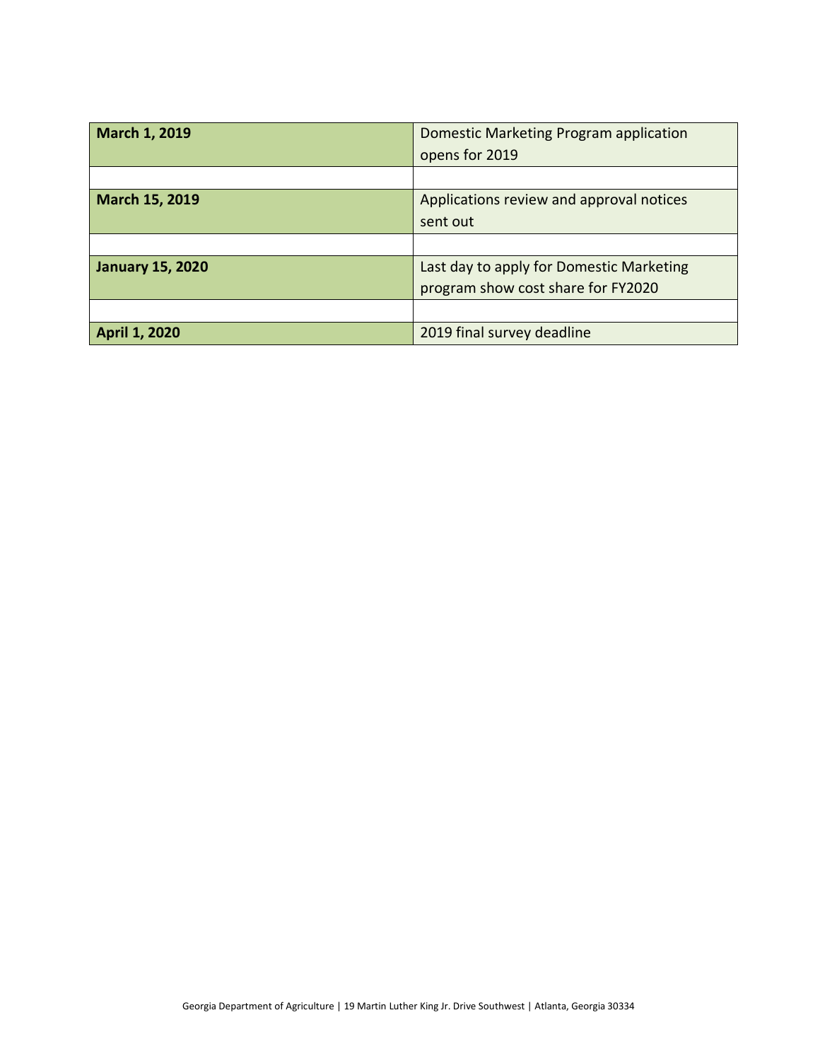| | |
|---|---|
| **March 1, 2019** | Domestic Marketing Program application opens for 2019 |
| | |
| **March 15, 2019** | Applications review and approval notices sent out |
| | |
| **January 15, 2020** | Last day to apply for Domestic Marketing program show cost share for FY2020 |
| | |
| **April 1, 2020** | 2019 final survey deadline |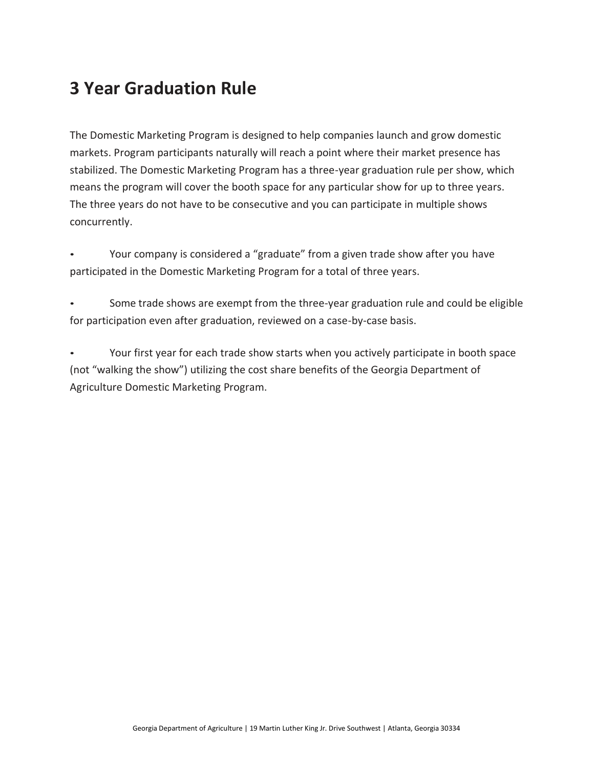# 3 Year Graduation Rule

The Domestic Marketing Program is designed to help companies launch and grow domestic markets. Program participants naturally will reach a point where their market presence has stabilized. The Domestic Marketing Program has a three-year graduation rule per show, which means the program will cover the booth space for any particular show for up to three years. The three years do not have to be consecutive and you can participate in multiple shows concurrently.

- Your company is considered a "graduate" from a given trade show after you have participated in the Domestic Marketing Program for a total of three years.
- Some trade shows are exempt from the three-year graduation rule and could be eligible for participation even after graduation, reviewed on a case-by-case basis.
- Your first year for each trade show starts when you actively participate in booth space (not "walking the show") utilizing the cost share benefits of the Georgia Department of Agriculture Domestic Marketing Program.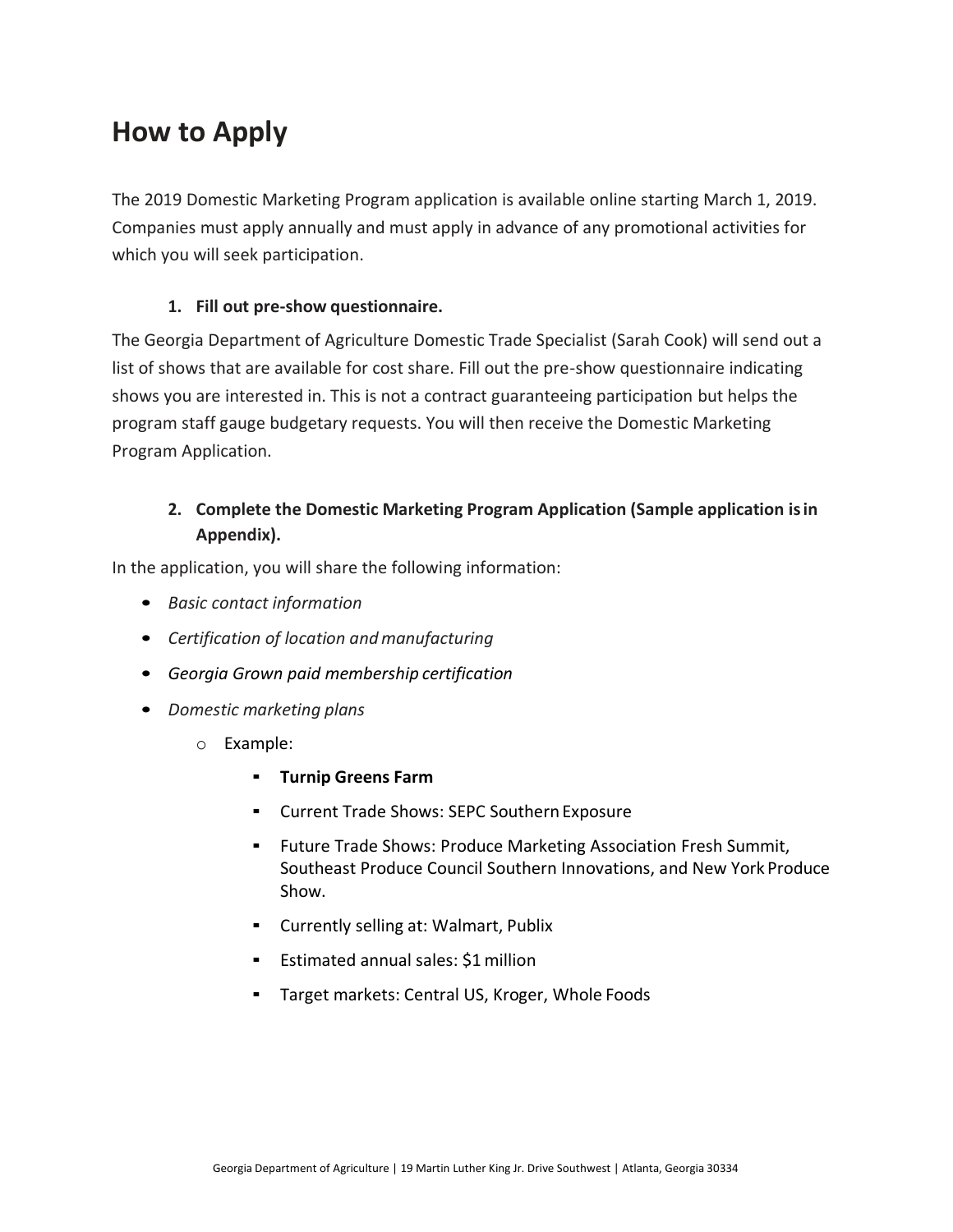# How to Apply

The 2019 Domestic Marketing Program application is available online starting March 1, 2019. Companies must apply annually and must apply in advance of any promotional activities for which you will seek participation.

1. **Fill out pre-show questionnaire.**

The Georgia Department of Agriculture Domestic Trade Specialist (Sarah Cook) will send out a list of shows that are available for cost share. Fill out the pre-show questionnaire indicating shows you are interested in. This is not a contract guaranteeing participation but helps the program staff gauge budgetary requests. You will then receive the Domestic Marketing Program Application.

2. **Complete the Domestic Marketing Program Application (Sample application is in Appendix).**

In the application, you will share the following information:

- *Basic contact information*
- *Certification of location and manufacturing*
- *Georgia Grown paid membership certification*
- *Domestic marketing plans*
  - Example:
    - **Turnip Greens Farm**
    - Current Trade Shows: SEPC Southern Exposure
    - Future Trade Shows: Produce Marketing Association Fresh Summit, Southeast Produce Council Southern Innovations, and New York Produce Show.
    - Currently selling at: Walmart, Publix
    - Estimated annual sales: $1 million
    - Target markets: Central US, Kroger, Whole Foods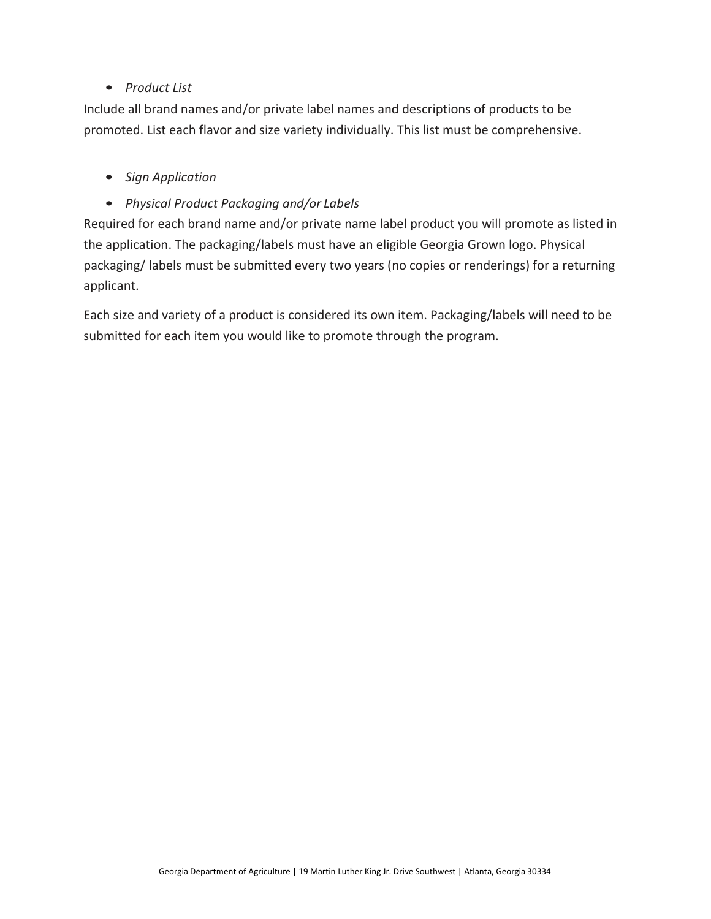- *Product List*

Include all brand names and/or private label names and descriptions of products to be promoted. List each flavor and size variety individually. This list must be comprehensive.

- *Sign Application*
- *Physical Product Packaging and/or Labels*

Required for each brand name and/or private name label product you will promote as listed in the application. The packaging/labels must have an eligible Georgia Grown logo. Physical packaging/ labels must be submitted every two years (no copies or renderings) for a returning applicant.

Each size and variety of a product is considered its own item. Packaging/labels will need to be submitted for each item you would like to promote through the program.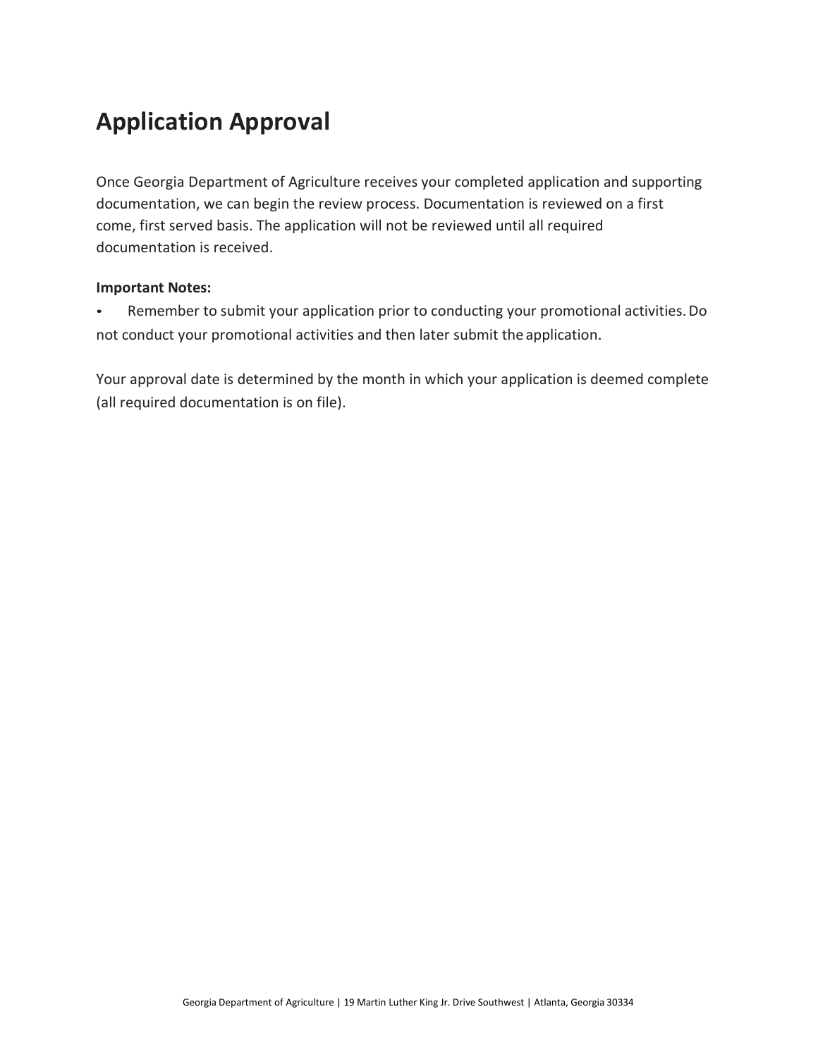# Application Approval

Once Georgia Department of Agriculture receives your completed application and supporting documentation, we can begin the review process. Documentation is reviewed on a first come, first served basis. The application will not be reviewed until all required documentation is received.

**Important Notes:**

- Remember to submit your application prior to conducting your promotional activities. Do not conduct your promotional activities and then later submit the application.

Your approval date is determined by the month in which your application is deemed complete (all required documentation is on file).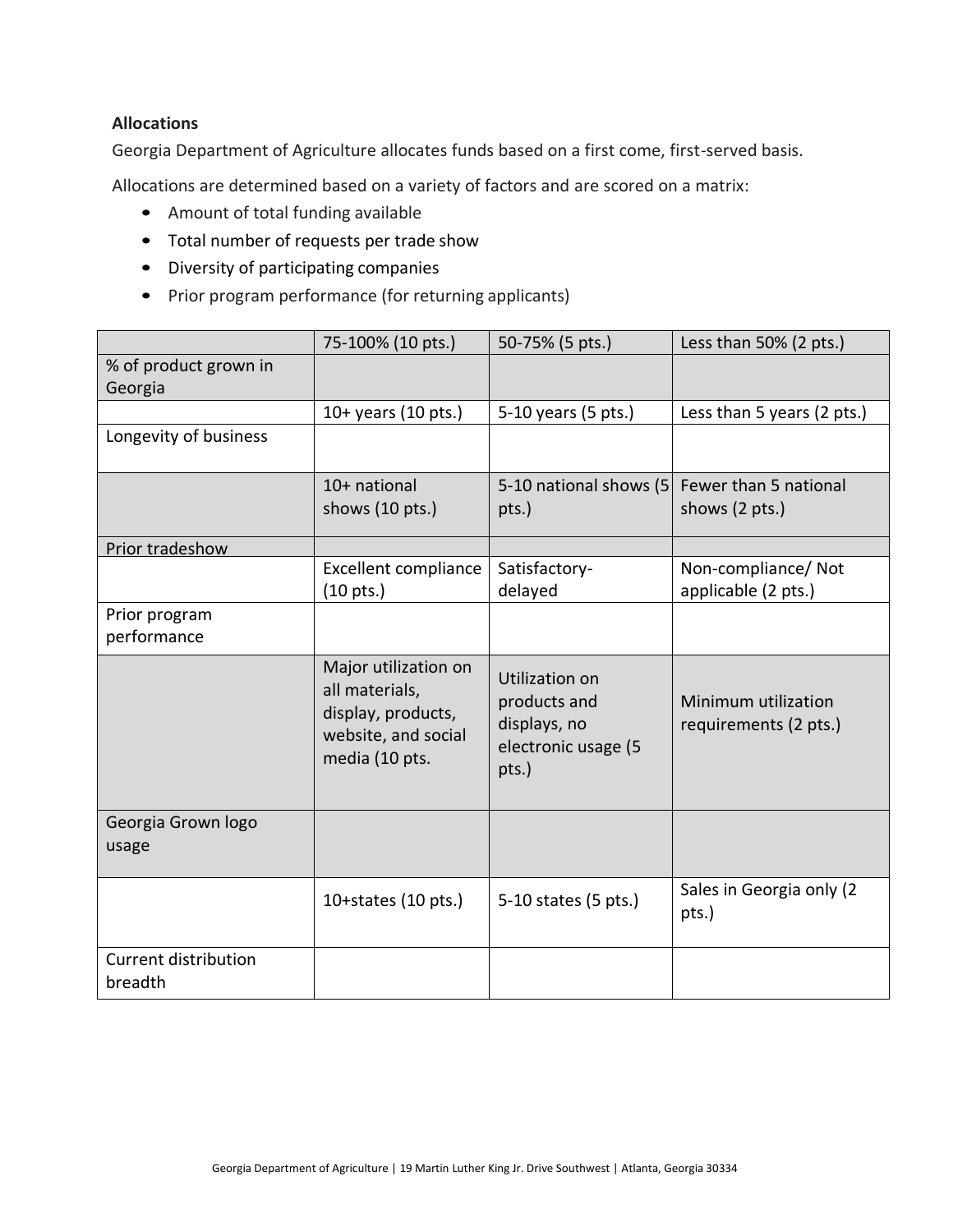**Allocations**

Georgia Department of Agriculture allocates funds based on a first come, first-served basis.

Allocations are determined based on a variety of factors and are scored on a matrix:

- Amount of total funding available
- Total number of requests per trade show
- Diversity of participating companies
- Prior program performance (for returning applicants)

| | 75-100% (10 pts.) | 50-75% (5 pts.) | Less than 50% (2 pts.) |
|---|---|---|---|
| % of product grown in Georgia | | | |
| | 10+ years (10 pts.) | 5-10 years (5 pts.) | Less than 5 years (2 pts.) |
| Longevity of business | | | |
| | 10+ national shows (10 pts.) | 5-10 national shows (5 pts.) | Fewer than 5 national shows (2 pts.) |
| Prior tradeshow | | | |
| | Excellent compliance (10 pts.) | Satisfactory- delayed | Non-compliance/ Not applicable (2 pts.) |
| Prior program performance | | | |
| | Major utilization on all materials, display, products, website, and social media (10 pts. | Utilization on products and displays, no electronic usage (5 pts.) | Minimum utilization requirements (2 pts.) |
| Georgia Grown logo usage | | | |
| | 10+states (10 pts.) | 5-10 states (5 pts.) | Sales in Georgia only (2 pts.) |
| Current distribution breadth | | | |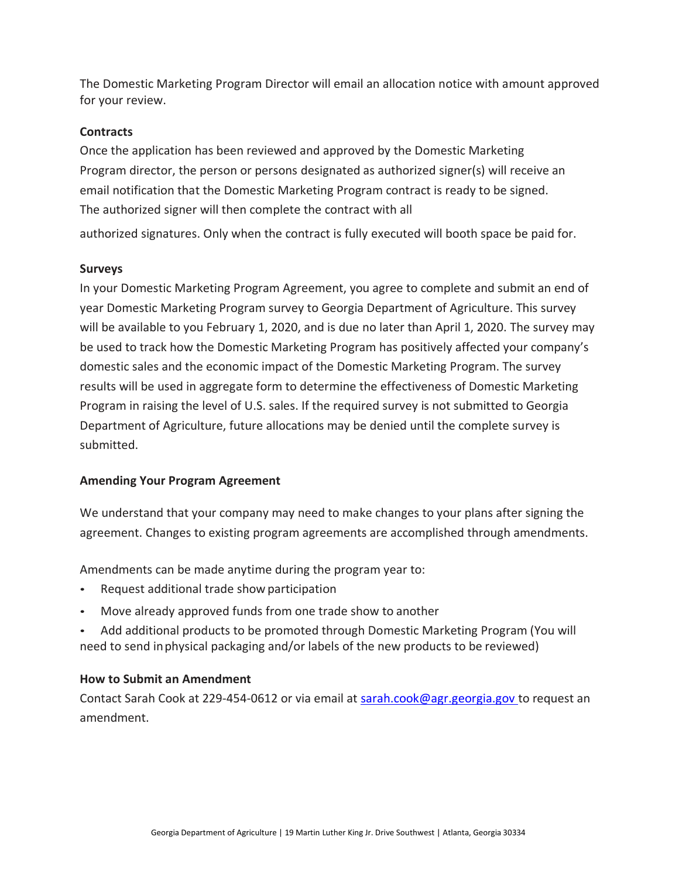The Domestic Marketing Program Director will email an allocation notice with amount approved for your review.

**Contracts**

Once the application has been reviewed and approved by the Domestic Marketing Program director, the person or persons designated as authorized signer(s) will receive an email notification that the Domestic Marketing Program contract is ready to be signed. The authorized signer will then complete the contract with all authorized signatures. Only when the contract is fully executed will booth space be paid for.

**Surveys**

In your Domestic Marketing Program Agreement, you agree to complete and submit an end of year Domestic Marketing Program survey to Georgia Department of Agriculture. This survey will be available to you February 1, 2020, and is due no later than April 1, 2020. The survey may be used to track how the Domestic Marketing Program has positively affected your company's domestic sales and the economic impact of the Domestic Marketing Program. The survey results will be used in aggregate form to determine the effectiveness of Domestic Marketing Program in raising the level of U.S. sales. If the required survey is not submitted to Georgia Department of Agriculture, future allocations may be denied until the complete survey is submitted.

**Amending Your Program Agreement**

We understand that your company may need to make changes to your plans after signing the agreement. Changes to existing program agreements are accomplished through amendments.

Amendments can be made anytime during the program year to:

- Request additional trade show participation
- Move already approved funds from one trade show to another
- Add additional products to be promoted through Domestic Marketing Program (You will need to send in physical packaging and/or labels of the new products to be reviewed)

**How to Submit an Amendment**

Contact Sarah Cook at 229-454-0612 or via email at [sarah.cook@agr.georgia.gov](mailto:sarah.cook@agr.georgia.gov) to request an amendment.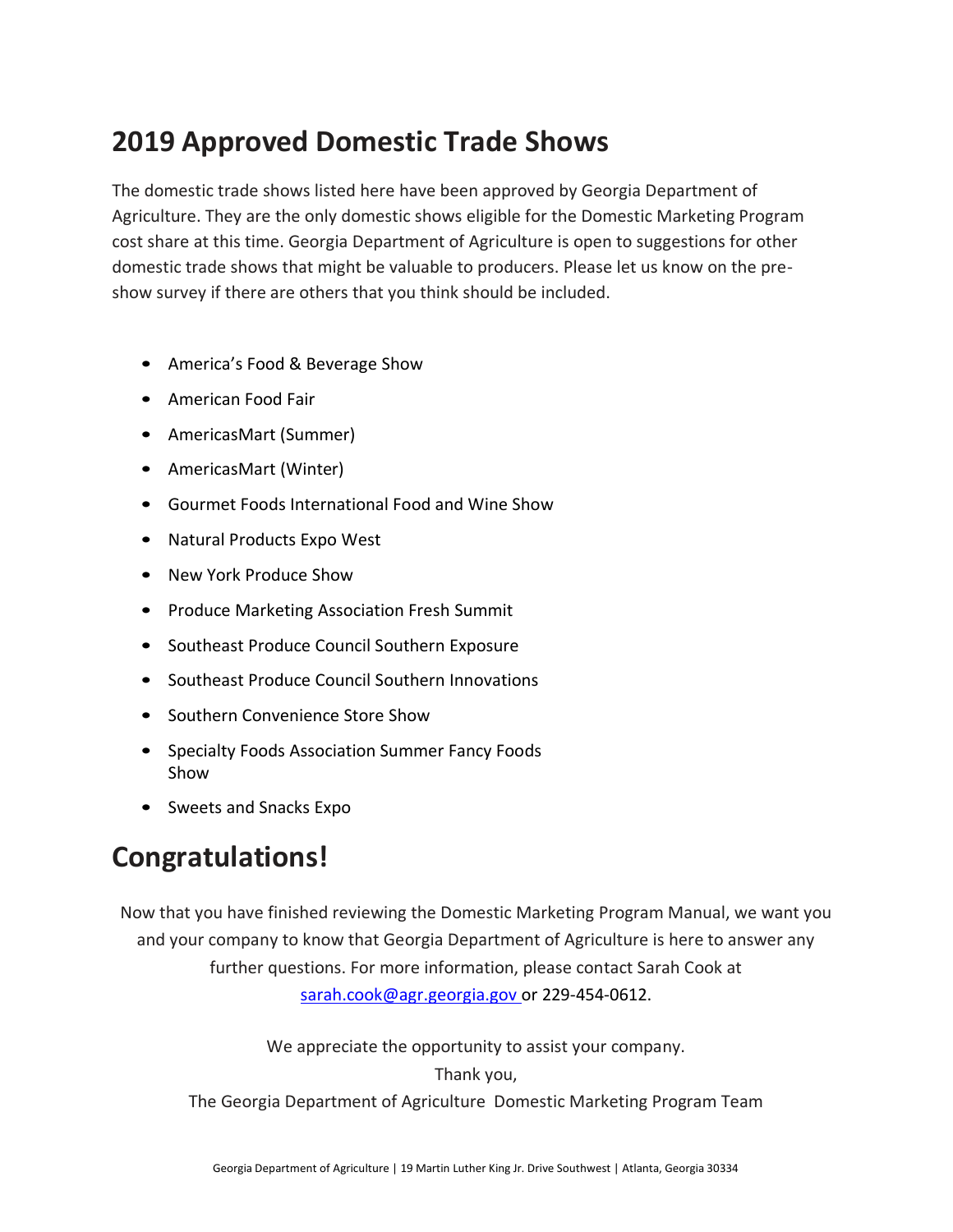## 2019 Approved Domestic Trade Shows

The domestic trade shows listed here have been approved by Georgia Department of Agriculture. They are the only domestic shows eligible for the Domestic Marketing Program cost share at this time. Georgia Department of Agriculture is open to suggestions for other domestic trade shows that might be valuable to producers. Please let us know on the pre-show survey if there are others that you think should be included.

- America's Food & Beverage Show
- American Food Fair
- AmericasMart (Summer)
- AmericasMart (Winter)
- Gourmet Foods International Food and Wine Show
- Natural Products Expo West
- New York Produce Show
- Produce Marketing Association Fresh Summit
- Southeast Produce Council Southern Exposure
- Southeast Produce Council Southern Innovations
- Southern Convenience Store Show
- Specialty Foods Association Summer Fancy Foods Show
- Sweets and Snacks Expo

## Congratulations!

Now that you have finished reviewing the Domestic Marketing Program Manual, we want you and your company to know that Georgia Department of Agriculture is here to answer any further questions. For more information, please contact Sarah Cook at sarah.cook@agr.georgia.gov or 229-454-0612.

We appreciate the opportunity to assist your company.

Thank you,

The Georgia Department of Agriculture Domestic Marketing Program Team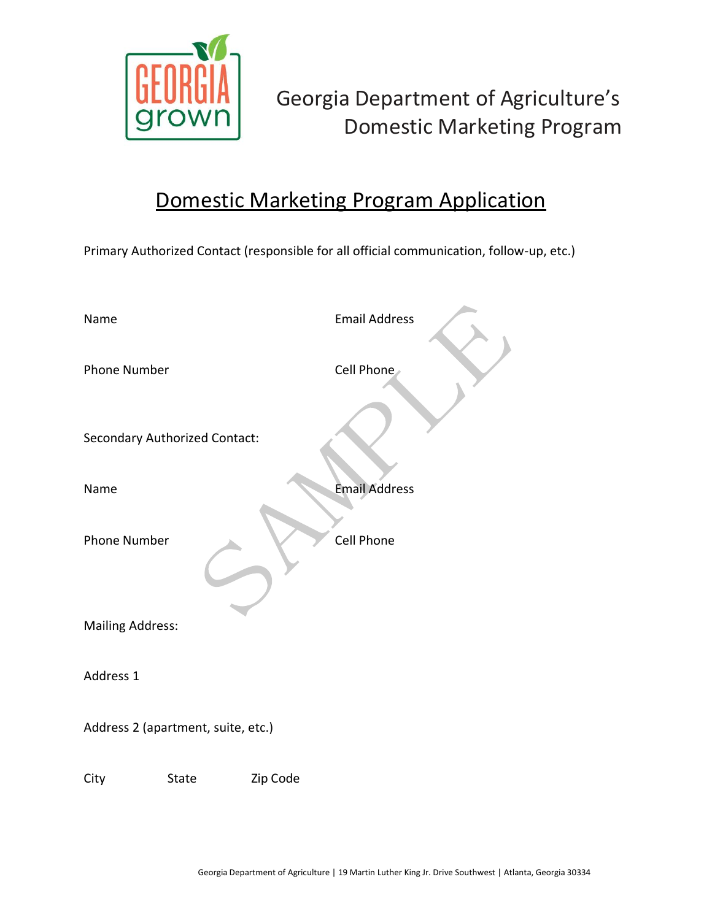Georgia Department of Agriculture's Domestic Marketing Program

# Domestic Marketing Program Application

Primary Authorized Contact (responsible for all official communication, follow-up, etc.)

Name

Email Address

Phone Number

Cell Phone

Secondary Authorized Contact:

Name

Email Address

Phone Number

Cell Phone

Mailing Address:

Address 1

Address 2 (apartment, suite, etc.)

City

State

Zip Code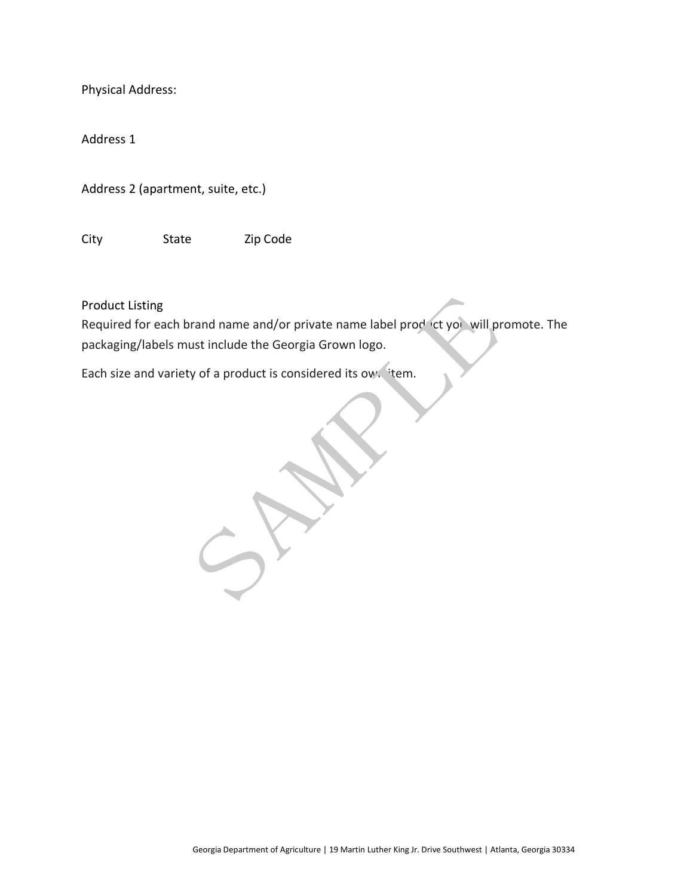Physical Address:

Address 1

Address 2 (apartment, suite, etc.)

City State Zip Code

Product Listing

Required for each brand name and/or private name label product you will promote. The packaging/labels must include the Georgia Grown logo.

Each size and variety of a product is considered its own item.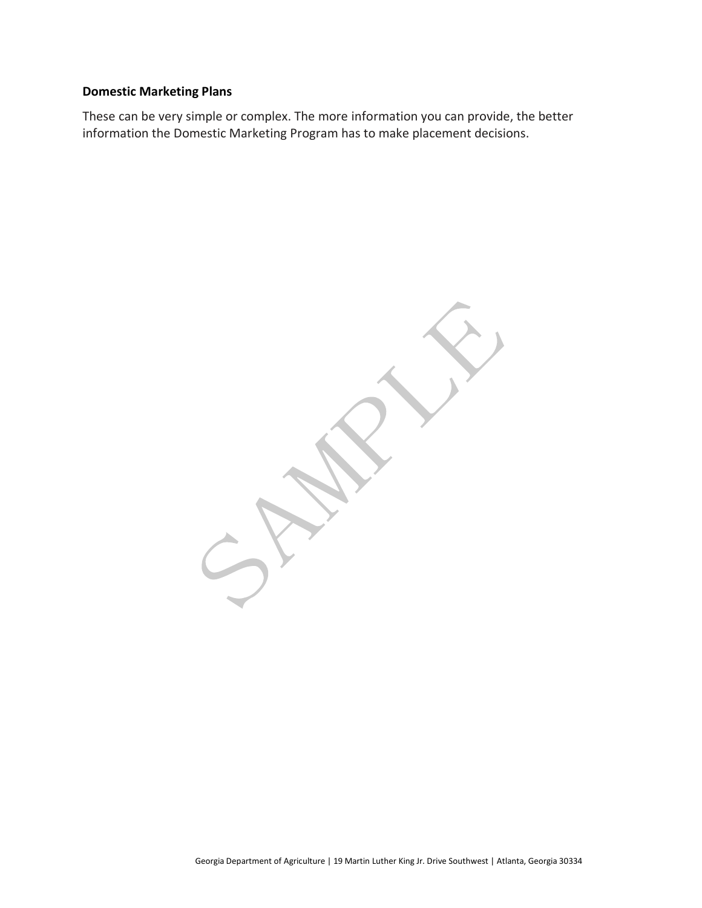**Domestic Marketing Plans**

These can be very simple or complex. The more information you can provide, the better information the Domestic Marketing Program has to make placement decisions.

SAMPLE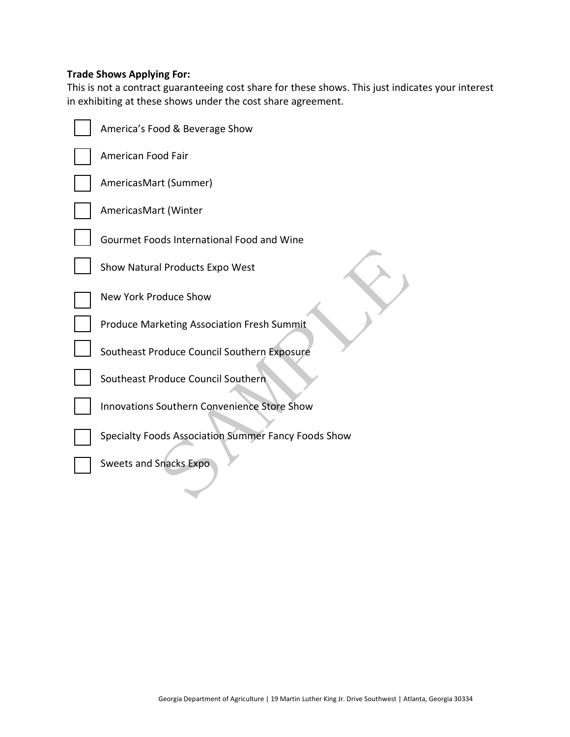**Trade Shows Applying For:**

This is not a contract guaranteeing cost share for these shows. This just indicates your interest in exhibiting at these shows under the cost share agreement.

- ☐ America's Food & Beverage Show
- ☐ American Food Fair
- ☐ AmericasMart (Summer)
- ☐ AmericasMart (Winter
- ☐ Gourmet Foods International Food and Wine
- ☐ Show Natural Products Expo West
- ☐ New York Produce Show
- ☐ Produce Marketing Association Fresh Summit
- ☐ Southeast Produce Council Southern Exposure
- ☐ Southeast Produce Council Southern
- ☐ Innovations Southern Convenience Store Show
- ☐ Specialty Foods Association Summer Fancy Foods Show
- ☐ Sweets and Snacks Expo

Georgia Department of Agriculture | 19 Martin Luther King Jr. Drive Southwest | Atlanta, Georgia 30334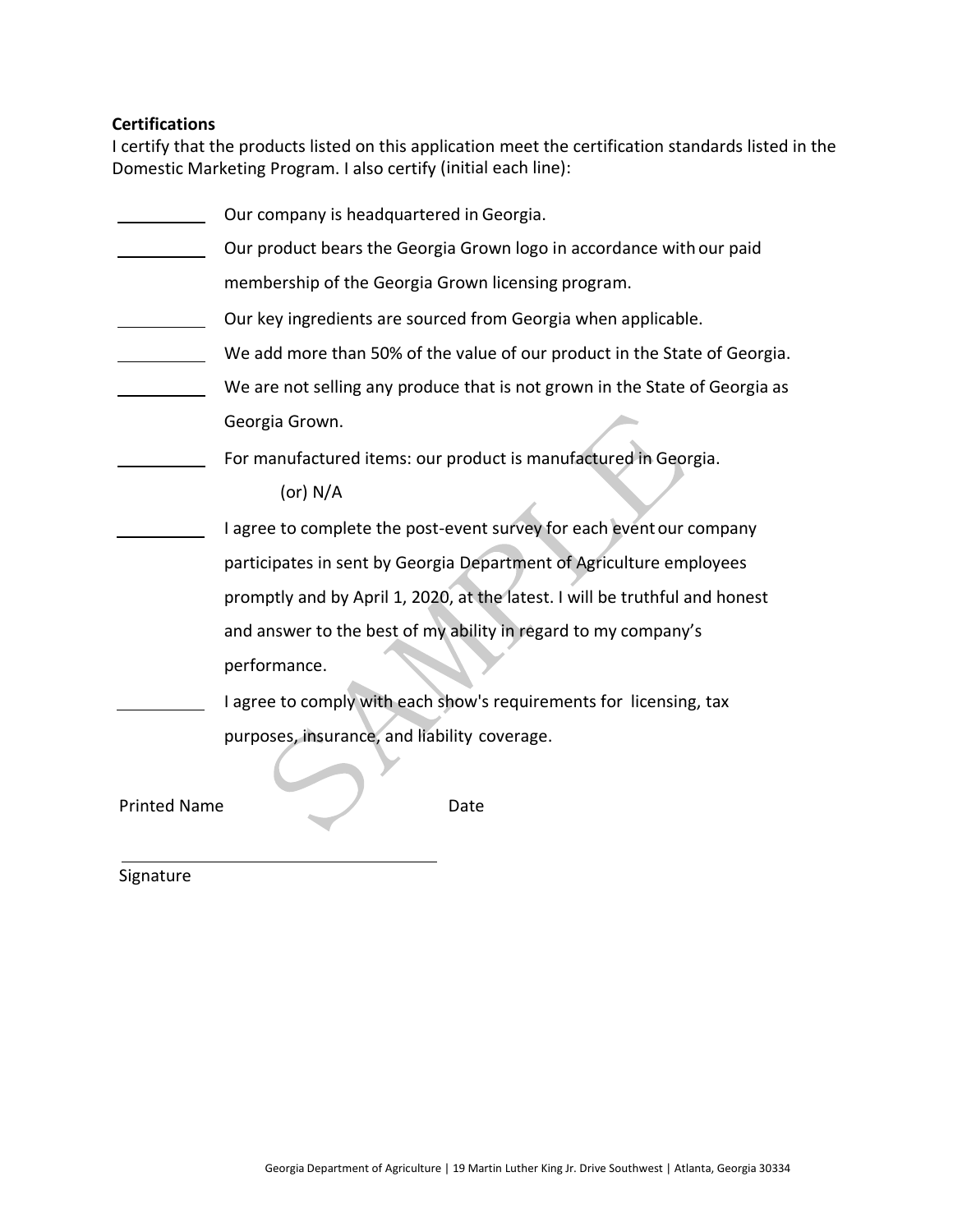**Certifications**

I certify that the products listed on this application meet the certification standards listed in the Domestic Marketing Program. I also certify (initial each line):

\_\_\_\_\_\_\_\_\_\_ Our company is headquartered in Georgia.

\_\_\_\_\_\_\_\_\_\_ Our product bears the Georgia Grown logo in accordance with our paid membership of the Georgia Grown licensing program.

\_\_\_\_\_\_\_\_\_\_ Our key ingredients are sourced from Georgia when applicable.

\_\_\_\_\_\_\_\_\_\_ We add more than 50% of the value of our product in the State of Georgia.

\_\_\_\_\_\_\_\_\_\_ We are not selling any produce that is not grown in the State of Georgia as Georgia Grown.

\_\_\_\_\_\_\_\_\_\_ For manufactured items: our product is manufactured in Georgia.
(or) N/A

\_\_\_\_\_\_\_\_\_\_ I agree to complete the post-event survey for each event our company participates in sent by Georgia Department of Agriculture employees promptly and by April 1, 2020, at the latest. I will be truthful and honest and answer to the best of my ability in regard to my company's performance.

\_\_\_\_\_\_\_\_\_\_ I agree to comply with each show's requirements for licensing, tax purposes, insurance, and liability coverage.

Printed Name Date

\_\_\_\_\_\_\_\_\_\_\_\_\_\_\_\_\_\_\_\_\_\_\_\_\_\_\_\_\_\_\_\_\_\_\_\_\_\_

Signature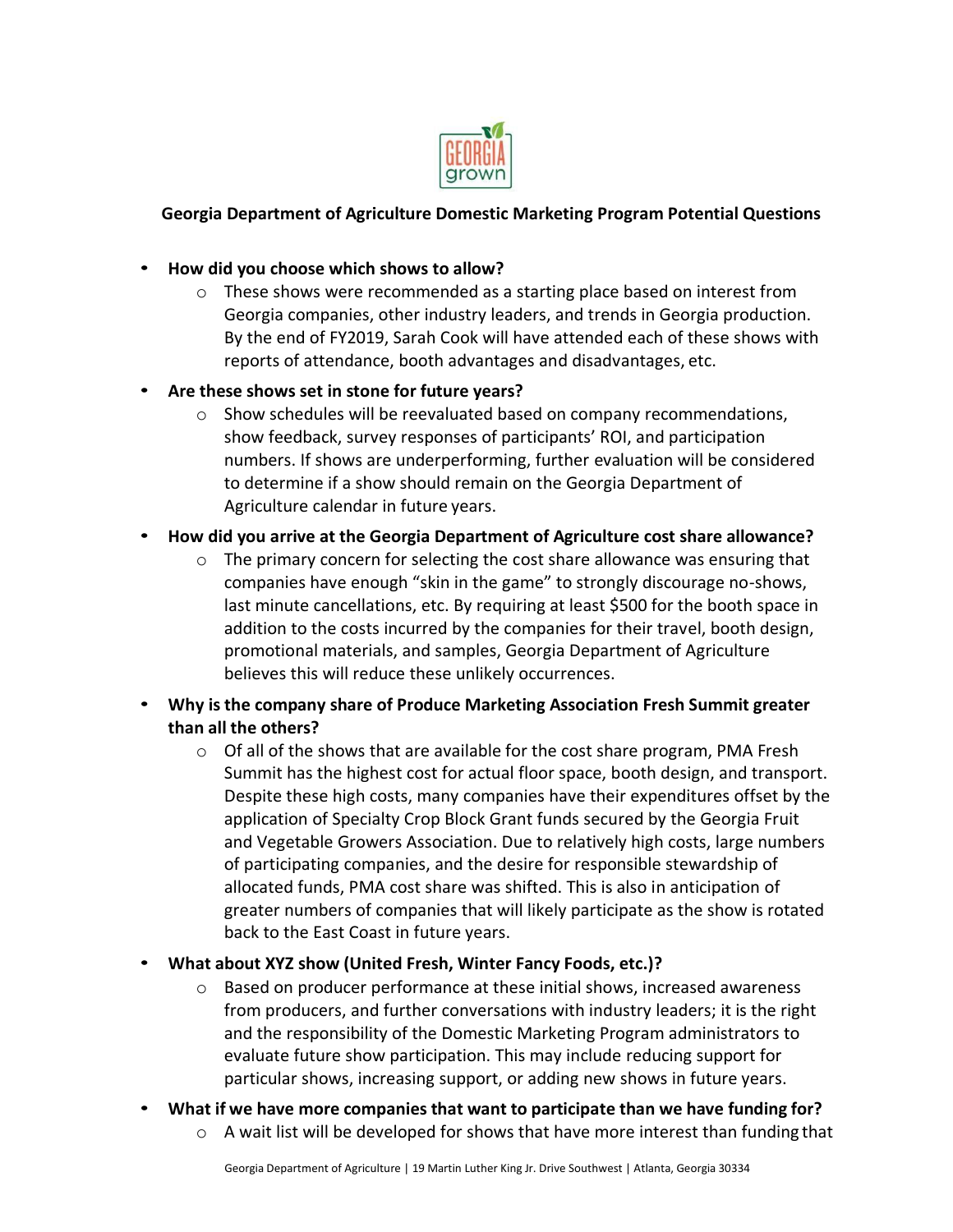**Georgia Department of Agriculture Domestic Marketing Program Potential Questions**

- **How did you choose which shows to allow?**
  - These shows were recommended as a starting place based on interest from Georgia companies, other industry leaders, and trends in Georgia production. By the end of FY2019, Sarah Cook will have attended each of these shows with reports of attendance, booth advantages and disadvantages, etc.
- **Are these shows set in stone for future years?**
  - Show schedules will be reevaluated based on company recommendations, show feedback, survey responses of participants' ROI, and participation numbers. If shows are underperforming, further evaluation will be considered to determine if a show should remain on the Georgia Department of Agriculture calendar in future years.
- **How did you arrive at the Georgia Department of Agriculture cost share allowance?**
  - The primary concern for selecting the cost share allowance was ensuring that companies have enough "skin in the game" to strongly discourage no-shows, last minute cancellations, etc. By requiring at least $500 for the booth space in addition to the costs incurred by the companies for their travel, booth design, promotional materials, and samples, Georgia Department of Agriculture believes this will reduce these unlikely occurrences.
- **Why is the company share of Produce Marketing Association Fresh Summit greater than all the others?**
  - Of all of the shows that are available for the cost share program, PMA Fresh Summit has the highest cost for actual floor space, booth design, and transport. Despite these high costs, many companies have their expenditures offset by the application of Specialty Crop Block Grant funds secured by the Georgia Fruit and Vegetable Growers Association. Due to relatively high costs, large numbers of participating companies, and the desire for responsible stewardship of allocated funds, PMA cost share was shifted. This is also in anticipation of greater numbers of companies that will likely participate as the show is rotated back to the East Coast in future years.
- **What about XYZ show (United Fresh, Winter Fancy Foods, etc.)?**
  - Based on producer performance at these initial shows, increased awareness from producers, and further conversations with industry leaders; it is the right and the responsibility of the Domestic Marketing Program administrators to evaluate future show participation. This may include reducing support for particular shows, increasing support, or adding new shows in future years.
- **What if we have more companies that want to participate than we have funding for?**
  - A wait list will be developed for shows that have more interest than funding that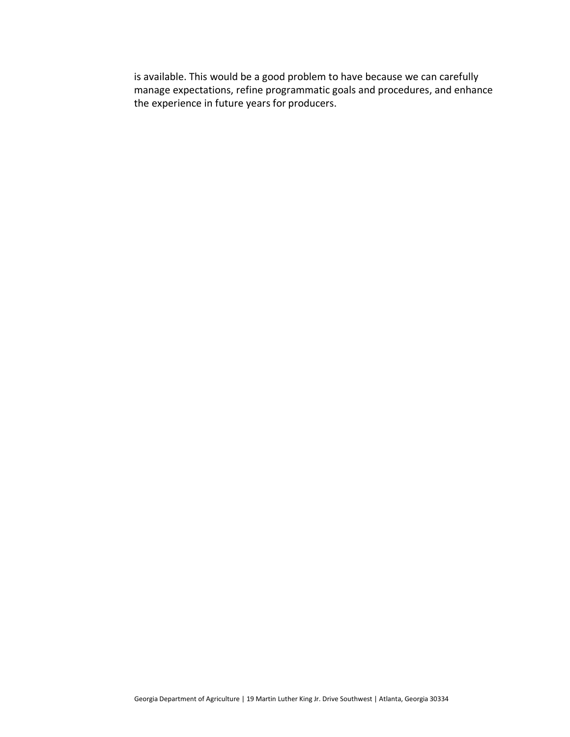is available. This would be a good problem to have because we can carefully manage expectations, refine programmatic goals and procedures, and enhance the experience in future years for producers.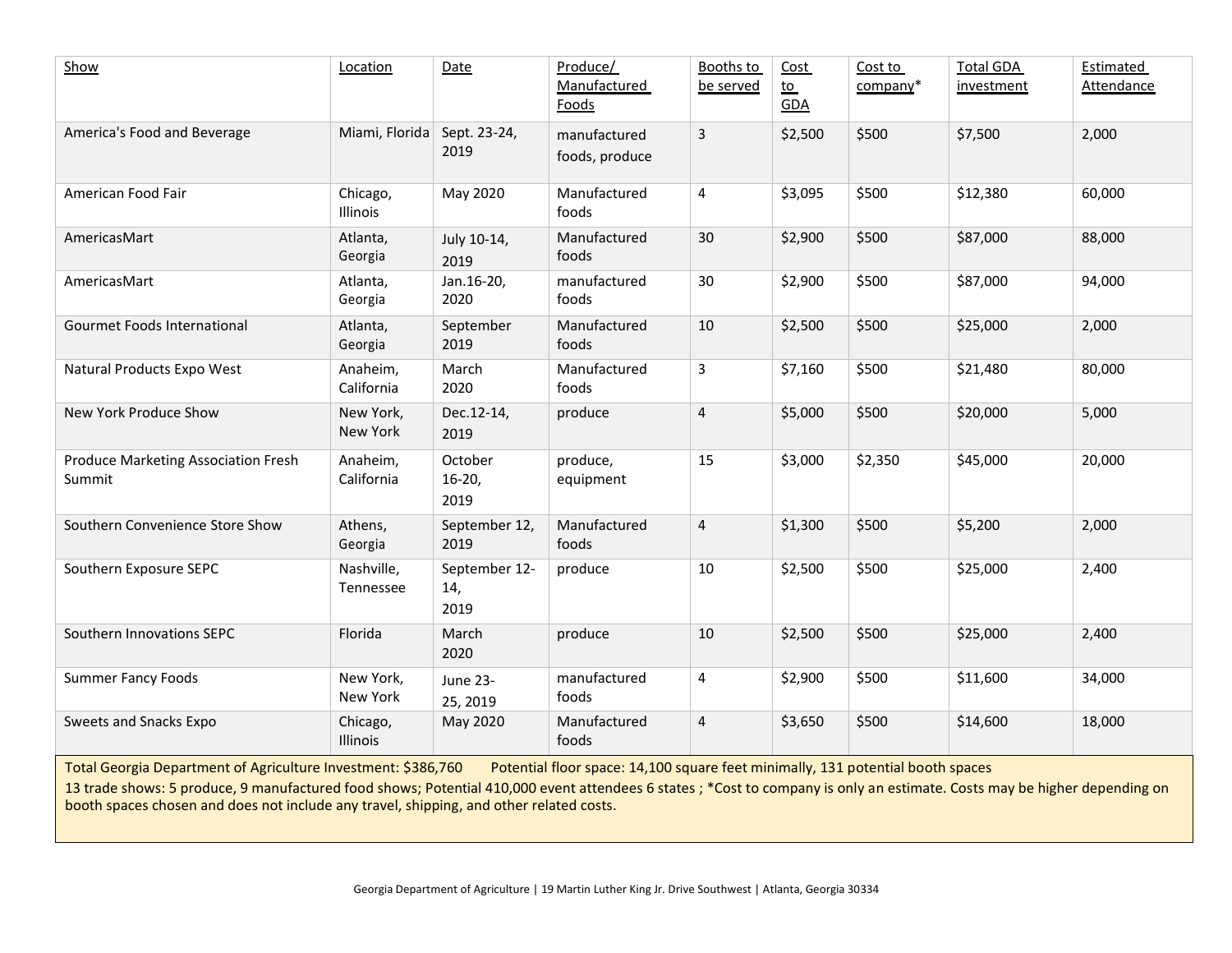| Show | Location | Date | Produce/ Manufactured Foods | Booths to be served | Cost to GDA | Cost to company* | Total GDA investment | Estimated Attendance |
|---|---|---|---|---|---|---|---|---|
| America's Food and Beverage | Miami, Florida | Sept. 23-24, 2019 | manufactured foods, produce | 3 | $2,500 | $500 | $7,500 | 2,000 |
| American Food Fair | Chicago, Illinois | May 2020 | Manufactured foods | 4 | $3,095 | $500 | $12,380 | 60,000 |
| AmericasMart | Atlanta, Georgia | July 10-14, 2019 | Manufactured foods | 30 | $2,900 | $500 | $87,000 | 88,000 |
| AmericasMart | Atlanta, Georgia | Jan.16-20, 2020 | manufactured foods | 30 | $2,900 | $500 | $87,000 | 94,000 |
| Gourmet Foods International | Atlanta, Georgia | September 2019 | Manufactured foods | 10 | $2,500 | $500 | $25,000 | 2,000 |
| Natural Products Expo West | Anaheim, California | March 2020 | Manufactured foods | 3 | $7,160 | $500 | $21,480 | 80,000 |
| New York Produce Show | New York, New York | Dec.12-14, 2019 | produce | 4 | $5,000 | $500 | $20,000 | 5,000 |
| Produce Marketing Association Fresh Summit | Anaheim, California | October 16-20, 2019 | produce, equipment | 15 | $3,000 | $2,350 | $45,000 | 20,000 |
| Southern Convenience Store Show | Athens, Georgia | September 12, 2019 | Manufactured foods | 4 | $1,300 | $500 | $5,200 | 2,000 |
| Southern Exposure SEPC | Nashville, Tennessee | September 12-14, 2019 | produce | 10 | $2,500 | $500 | $25,000 | 2,400 |
| Southern Innovations SEPC | Florida | March 2020 | produce | 10 | $2,500 | $500 | $25,000 | 2,400 |
| Summer Fancy Foods | New York, New York | June 23-25, 2019 | manufactured foods | 4 | $2,900 | $500 | $11,600 | 34,000 |
| Sweets and Snacks Expo | Chicago, Illinois | May 2020 | Manufactured foods | 4 | $3,650 | $500 | $14,600 | 18,000 |

Total Georgia Department of Agriculture Investment: $386,760 Potential floor space: 14,100 square feet minimally, 131 potential booth spaces

13 trade shows: 5 produce, 9 manufactured food shows; Potential 410,000 event attendees 6 states ; *Cost to company is only an estimate. Costs may be higher depending on booth spaces chosen and does not include any travel, shipping, and other related costs.